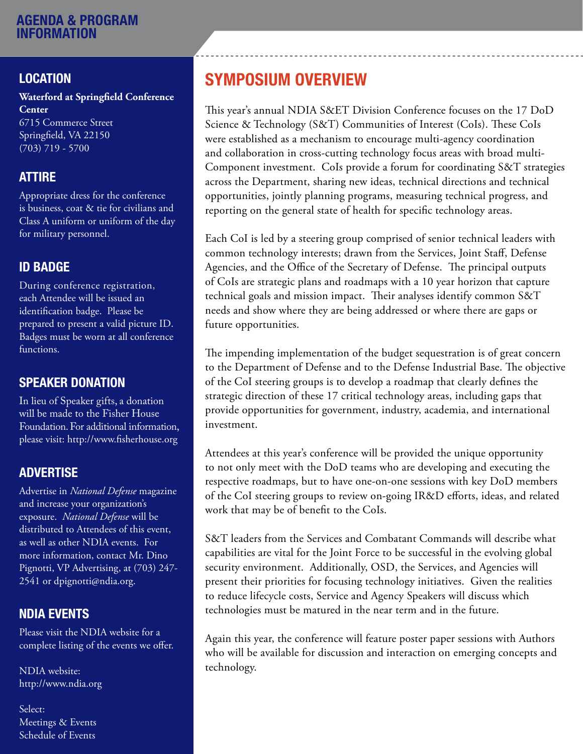# AGENDA & PROGRAM INFORMATION

## LOCATION

**Waterford at Springfield Conference Center**
6715 Commerce Street
Springfield, VA 22150
(703) 719 - 5700

## ATTIRE

Appropriate dress for the conference is business, coat & tie for civilians and Class A uniform or uniform of the day for military personnel.

## ID BADGE

During conference registration, each Attendee will be issued an identification badge. Please be prepared to present a valid picture ID. Badges must be worn at all conference functions.

## SPEAKER DONATION

In lieu of Speaker gifts, a donation will be made to the Fisher House Foundation. For additional information, please visit: http://www.fisherhouse.org

## ADVERTISE

Advertise in *National Defense* magazine and increase your organization's exposure. *National Defense* will be distributed to Attendees of this event, as well as other NDIA events. For more information, contact Mr. Dino Pignotti, VP Advertising, at (703) 247-2541 or dpignotti@ndia.org.

## NDIA EVENTS

Please visit the NDIA website for a complete listing of the events we offer.

NDIA website:
http://www.ndia.org

Select:
Meetings & Events
Schedule of Events

## SYMPOSIUM OVERVIEW

This year's annual NDIA S&ET Division Conference focuses on the 17 DoD Science & Technology (S&T) Communities of Interest (CoIs). These CoIs were established as a mechanism to encourage multi-agency coordination and collaboration in cross-cutting technology focus areas with broad multi-Component investment. CoIs provide a forum for coordinating S&T strategies across the Department, sharing new ideas, technical directions and technical opportunities, jointly planning programs, measuring technical progress, and reporting on the general state of health for specific technology areas.

Each CoI is led by a steering group comprised of senior technical leaders with common technology interests; drawn from the Services, Joint Staff, Defense Agencies, and the Office of the Secretary of Defense. The principal outputs of CoIs are strategic plans and roadmaps with a 10 year horizon that capture technical goals and mission impact. Their analyses identify common S&T needs and show where they are being addressed or where there are gaps or future opportunities.

The impending implementation of the budget sequestration is of great concern to the Department of Defense and to the Defense Industrial Base. The objective of the CoI steering groups is to develop a roadmap that clearly defines the strategic direction of these 17 critical technology areas, including gaps that provide opportunities for government, industry, academia, and international investment.

Attendees at this year's conference will be provided the unique opportunity to not only meet with the DoD teams who are developing and executing the respective roadmaps, but to have one-on-one sessions with key DoD members of the CoI steering groups to review on-going IR&D efforts, ideas, and related work that may be of benefit to the CoIs.

S&T leaders from the Services and Combatant Commands will describe what capabilities are vital for the Joint Force to be successful in the evolving global security environment. Additionally, OSD, the Services, and Agencies will present their priorities for focusing technology initiatives. Given the realities to reduce lifecycle costs, Service and Agency Speakers will discuss which technologies must be matured in the near term and in the future.

Again this year, the conference will feature poster paper sessions with Authors who will be available for discussion and interaction on emerging concepts and technology.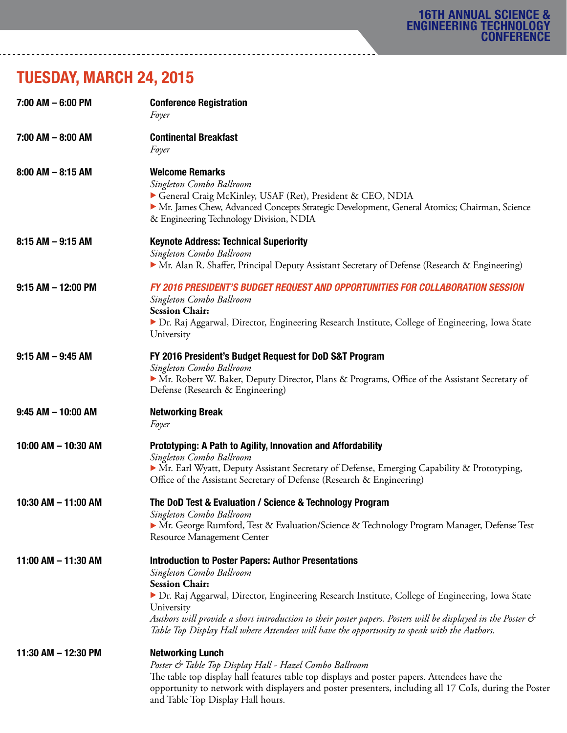## TUESDAY, MARCH 24, 2015

**7:00 AM – 6:00 PM**
**Conference Registration**
*Foyer*

**7:00 AM – 8:00 AM**
**Continental Breakfast**
*Foyer*

**8:00 AM – 8:15 AM**
**Welcome Remarks**
*Singleton Combo Ballroom*
- General Craig McKinley, USAF (Ret), President & CEO, NDIA
- Mr. James Chew, Advanced Concepts Strategic Development, General Atomics; Chairman, Science & Engineering Technology Division, NDIA

**8:15 AM – 9:15 AM**
**Keynote Address: Technical Superiority**
*Singleton Combo Ballroom*
- Mr. Alan R. Shaffer, Principal Deputy Assistant Secretary of Defense (Research & Engineering)

**9:15 AM – 12:00 PM**
***FY 2016 PRESIDENT'S BUDGET REQUEST AND OPPORTUNITIES FOR COLLABORATION SESSION***
*Singleton Combo Ballroom*
**Session Chair:**
- Dr. Raj Aggarwal, Director, Engineering Research Institute, College of Engineering, Iowa State University

**9:15 AM – 9:45 AM**
**FY 2016 President's Budget Request for DoD S&T Program**
*Singleton Combo Ballroom*
- Mr. Robert W. Baker, Deputy Director, Plans & Programs, Office of the Assistant Secretary of Defense (Research & Engineering)

**9:45 AM – 10:00 AM**
**Networking Break**
*Foyer*

**10:00 AM – 10:30 AM**
**Prototyping: A Path to Agility, Innovation and Affordability**
*Singleton Combo Ballroom*
- Mr. Earl Wyatt, Deputy Assistant Secretary of Defense, Emerging Capability & Prototyping, Office of the Assistant Secretary of Defense (Research & Engineering)

**10:30 AM – 11:00 AM**
**The DoD Test & Evaluation / Science & Technology Program**
*Singleton Combo Ballroom*
- Mr. George Rumford, Test & Evaluation/Science & Technology Program Manager, Defense Test Resource Management Center

**11:00 AM – 11:30 AM**
**Introduction to Poster Papers: Author Presentations**
*Singleton Combo Ballroom*
**Session Chair:**
- Dr. Raj Aggarwal, Director, Engineering Research Institute, College of Engineering, Iowa State University

*Authors will provide a short introduction to their poster papers. Posters will be displayed in the Poster & Table Top Display Hall where Attendees will have the opportunity to speak with the Authors.*

**11:30 AM – 12:30 PM**
**Networking Lunch**
*Poster & Table Top Display Hall - Hazel Combo Ballroom*
The table top display hall features table top displays and poster papers. Attendees have the opportunity to network with displayers and poster presenters, including all 17 CoIs, during the Poster and Table Top Display Hall hours.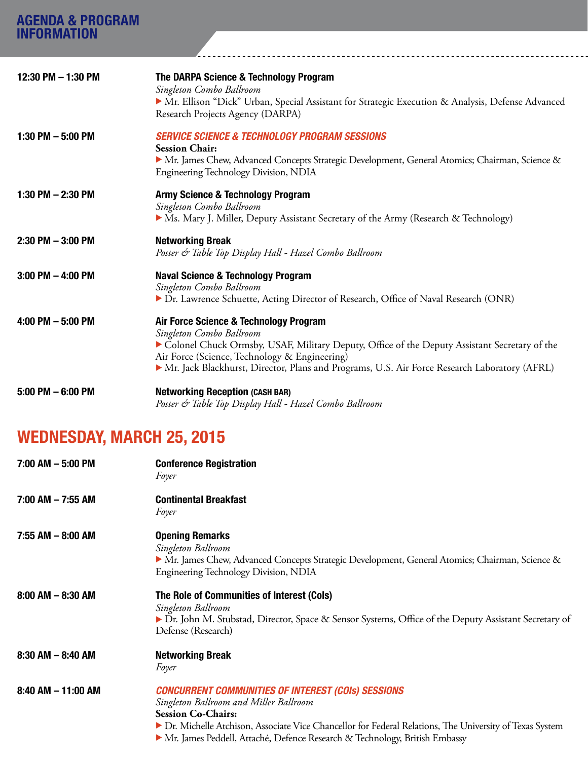## AGENDA & PROGRAM INFORMATION

**12:30 PM – 1:30 PM**

**The DARPA Science & Technology Program**
*Singleton Combo Ballroom*
▶ Mr. Ellison "Dick" Urban, Special Assistant for Strategic Execution & Analysis, Defense Advanced Research Projects Agency (DARPA)

**1:30 PM – 5:00 PM**

***SERVICE SCIENCE & TECHNOLOGY PROGRAM SESSIONS***
**Session Chair:**
▶ Mr. James Chew, Advanced Concepts Strategic Development, General Atomics; Chairman, Science & Engineering Technology Division, NDIA

**1:30 PM – 2:30 PM**

**Army Science & Technology Program**
*Singleton Combo Ballroom*
▶ Ms. Mary J. Miller, Deputy Assistant Secretary of the Army (Research & Technology)

**2:30 PM – 3:00 PM**

**Networking Break**
*Poster & Table Top Display Hall - Hazel Combo Ballroom*

**3:00 PM – 4:00 PM**

**Naval Science & Technology Program**
*Singleton Combo Ballroom*
▶ Dr. Lawrence Schuette, Acting Director of Research, Office of Naval Research (ONR)

**4:00 PM – 5:00 PM**

**Air Force Science & Technology Program**
*Singleton Combo Ballroom*
▶ Colonel Chuck Ormsby, USAF, Military Deputy, Office of the Deputy Assistant Secretary of the Air Force (Science, Technology & Engineering)
▶ Mr. Jack Blackhurst, Director, Plans and Programs, U.S. Air Force Research Laboratory (AFRL)

**5:00 PM – 6:00 PM**

**Networking Reception (CASH BAR)**
*Poster & Table Top Display Hall - Hazel Combo Ballroom*

## WEDNESDAY, MARCH 25, 2015

**7:00 AM – 5:00 PM**

**Conference Registration**
*Foyer*

**7:00 AM – 7:55 AM**

**Continental Breakfast**
*Foyer*

**7:55 AM – 8:00 AM**

**Opening Remarks**
*Singleton Ballroom*
▶ Mr. James Chew, Advanced Concepts Strategic Development, General Atomics; Chairman, Science & Engineering Technology Division, NDIA

**8:00 AM – 8:30 AM**

**The Role of Communities of Interest (CoIs)**
*Singleton Ballroom*
▶ Dr. John M. Stubstad, Director, Space & Sensor Systems, Office of the Deputy Assistant Secretary of Defense (Research)

**8:30 AM – 8:40 AM**

**Networking Break**
*Foyer*

**8:40 AM – 11:00 AM**

***CONCURRENT COMMUNITIES OF INTEREST (COIs) SESSIONS***
*Singleton Ballroom and Miller Ballroom*
**Session Co-Chairs:**
▶ Dr. Michelle Atchison, Associate Vice Chancellor for Federal Relations, The University of Texas System
▶ Mr. James Peddell, Attaché, Defence Research & Technology, British Embassy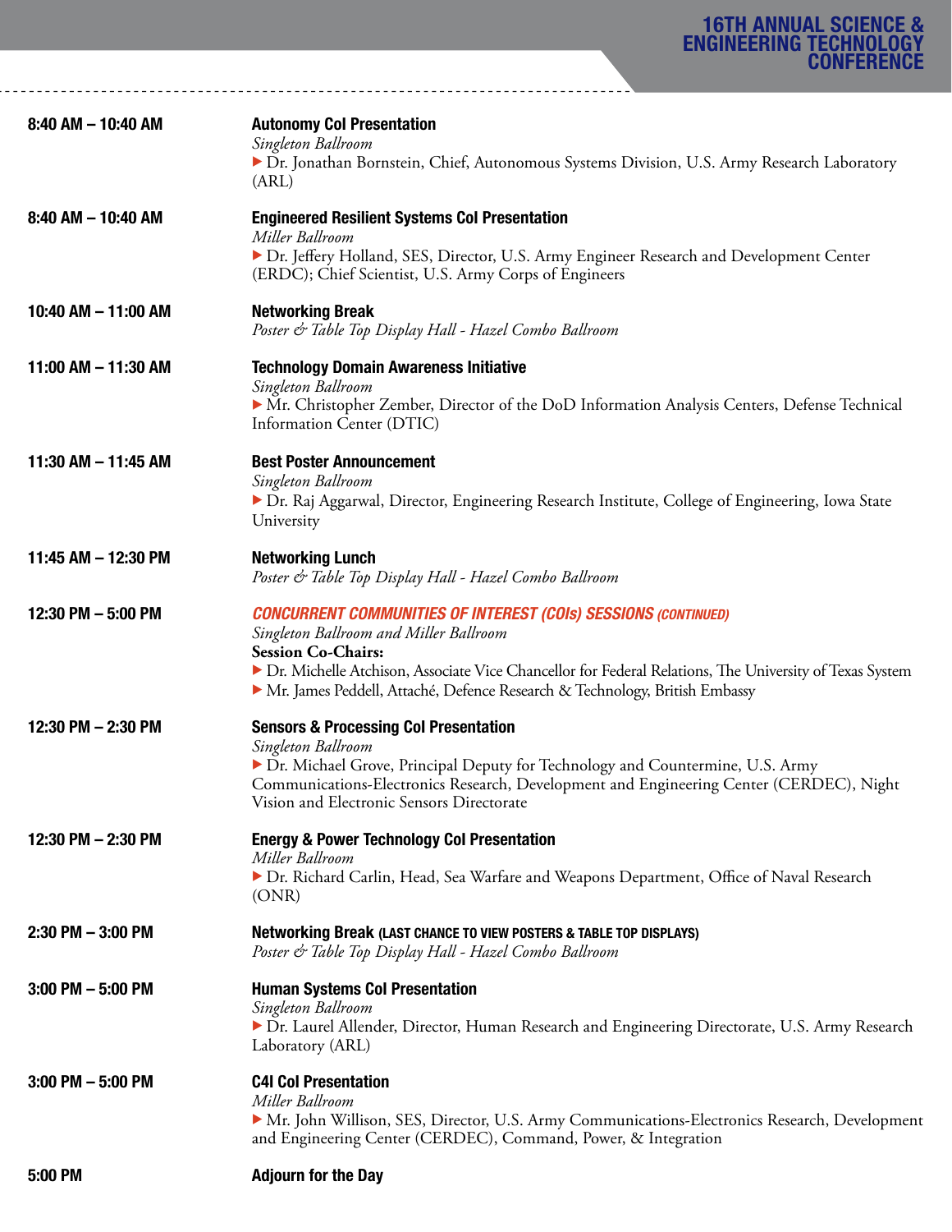| | |
|---|---|
| **8:40 AM – 10:40 AM** | **Autonomy CoI Presentation**<br>*Singleton Ballroom*<br>▶ Dr. Jonathan Bornstein, Chief, Autonomous Systems Division, U.S. Army Research Laboratory (ARL) |
| **8:40 AM – 10:40 AM** | **Engineered Resilient Systems CoI Presentation**<br>*Miller Ballroom*<br>▶ Dr. Jeffery Holland, SES, Director, U.S. Army Engineer Research and Development Center (ERDC); Chief Scientist, U.S. Army Corps of Engineers |
| **10:40 AM – 11:00 AM** | **Networking Break**<br>*Poster & Table Top Display Hall - Hazel Combo Ballroom* |
| **11:00 AM – 11:30 AM** | **Technology Domain Awareness Initiative**<br>*Singleton Ballroom*<br>▶ Mr. Christopher Zember, Director of the DoD Information Analysis Centers, Defense Technical Information Center (DTIC) |
| **11:30 AM – 11:45 AM** | **Best Poster Announcement**<br>*Singleton Ballroom*<br>▶ Dr. Raj Aggarwal, Director, Engineering Research Institute, College of Engineering, Iowa State University |
| **11:45 AM – 12:30 PM** | **Networking Lunch**<br>*Poster & Table Top Display Hall - Hazel Combo Ballroom* |
| **12:30 PM – 5:00 PM** | ***CONCURRENT COMMUNITIES OF INTEREST (COIs) SESSIONS (CONTINUED)***<br>*Singleton Ballroom and Miller Ballroom*<br>**Session Co-Chairs:**<br>▶ Dr. Michelle Atchison, Associate Vice Chancellor for Federal Relations, The University of Texas System<br>▶ Mr. James Peddell, Attaché, Defence Research & Technology, British Embassy |
| **12:30 PM – 2:30 PM** | **Sensors & Processing CoI Presentation**<br>*Singleton Ballroom*<br>▶ Dr. Michael Grove, Principal Deputy for Technology and Countermine, U.S. Army Communications-Electronics Research, Development and Engineering Center (CERDEC), Night Vision and Electronic Sensors Directorate |
| **12:30 PM – 2:30 PM** | **Energy & Power Technology CoI Presentation**<br>*Miller Ballroom*<br>▶ Dr. Richard Carlin, Head, Sea Warfare and Weapons Department, Office of Naval Research (ONR) |
| **2:30 PM – 3:00 PM** | **Networking Break (LAST CHANCE TO VIEW POSTERS & TABLE TOP DISPLAYS)**<br>*Poster & Table Top Display Hall - Hazel Combo Ballroom* |
| **3:00 PM – 5:00 PM** | **Human Systems CoI Presentation**<br>*Singleton Ballroom*<br>▶ Dr. Laurel Allender, Director, Human Research and Engineering Directorate, U.S. Army Research Laboratory (ARL) |
| **3:00 PM – 5:00 PM** | **C4I CoI Presentation**<br>*Miller Ballroom*<br>▶ Mr. John Willison, SES, Director, U.S. Army Communications-Electronics Research, Development and Engineering Center (CERDEC), Command, Power, & Integration |
| **5:00 PM** | **Adjourn for the Day** |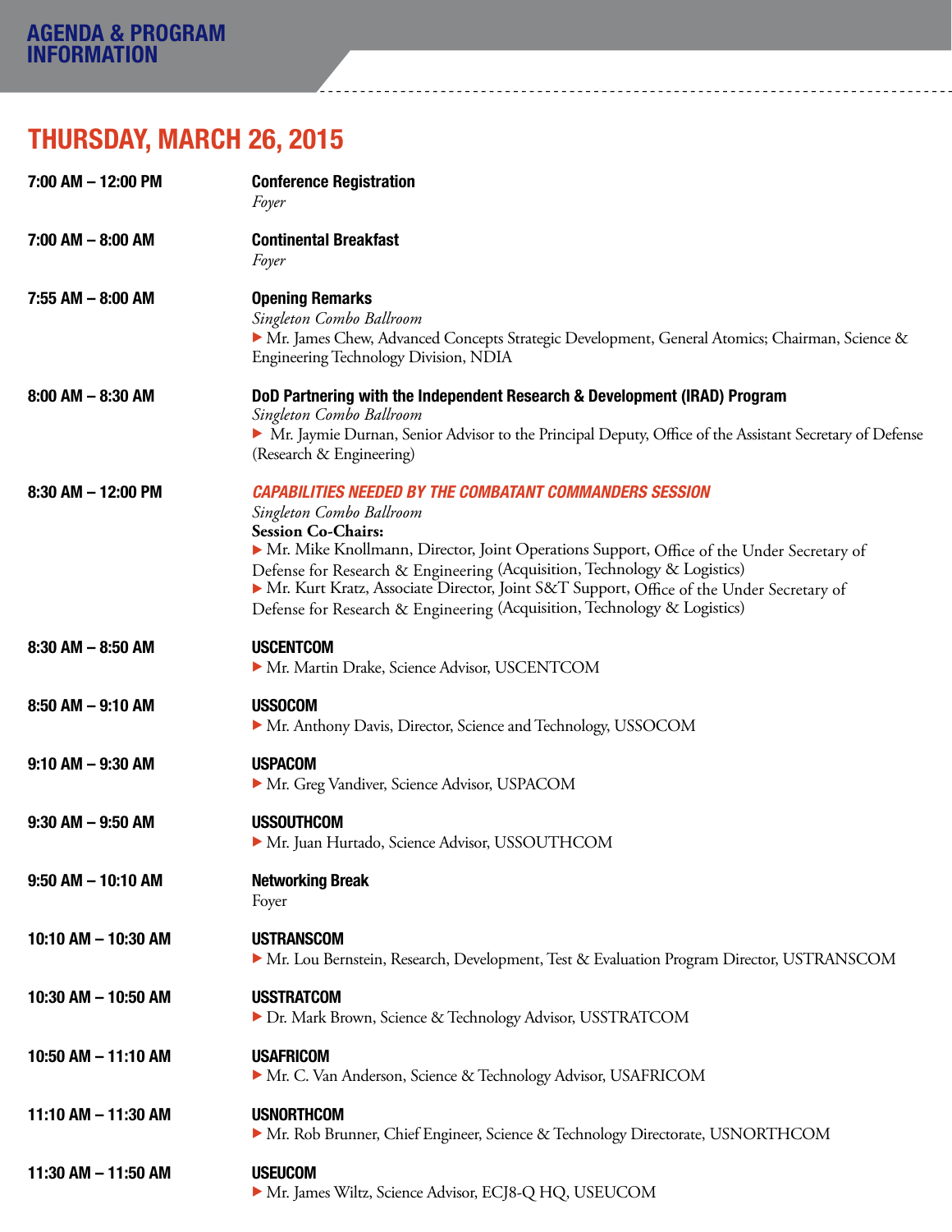## AGENDA & PROGRAM INFORMATION

# THURSDAY, MARCH 26, 2015

**7:00 AM – 12:00 PM**
**Conference Registration**
*Foyer*

**7:00 AM – 8:00 AM**
**Continental Breakfast**
*Foyer*

**7:55 AM – 8:00 AM**
**Opening Remarks**
*Singleton Combo Ballroom*
▶ Mr. James Chew, Advanced Concepts Strategic Development, General Atomics; Chairman, Science & Engineering Technology Division, NDIA

**8:00 AM – 8:30 AM**
**DoD Partnering with the Independent Research & Development (IRAD) Program**
*Singleton Combo Ballroom*
▶ Mr. Jaymie Durnan, Senior Advisor to the Principal Deputy, Office of the Assistant Secretary of Defense (Research & Engineering)

**8:30 AM – 12:00 PM**
***CAPABILITIES NEEDED BY THE COMBATANT COMMANDERS SESSION***
*Singleton Combo Ballroom*
**Session Co-Chairs:**
▶ Mr. Mike Knollmann, Director, Joint Operations Support, Office of the Under Secretary of Defense for Research & Engineering (Acquisition, Technology & Logistics)
▶ Mr. Kurt Kratz, Associate Director, Joint S&T Support, Office of the Under Secretary of Defense for Research & Engineering (Acquisition, Technology & Logistics)

**8:30 AM – 8:50 AM**
**USCENTCOM**
▶ Mr. Martin Drake, Science Advisor, USCENTCOM

**8:50 AM – 9:10 AM**
**USSOCOM**
▶ Mr. Anthony Davis, Director, Science and Technology, USSOCOM

**9:10 AM – 9:30 AM**
**USPACOM**
▶ Mr. Greg Vandiver, Science Advisor, USPACOM

**9:30 AM – 9:50 AM**
**USSOUTHCOM**
▶ Mr. Juan Hurtado, Science Advisor, USSOUTHCOM

**9:50 AM – 10:10 AM**
**Networking Break**
Foyer

**10:10 AM – 10:30 AM**
**USTRANSCOM**
▶ Mr. Lou Bernstein, Research, Development, Test & Evaluation Program Director, USTRANSCOM

**10:30 AM – 10:50 AM**
**USSTRATCOM**
▶ Dr. Mark Brown, Science & Technology Advisor, USSTRATCOM

**10:50 AM – 11:10 AM**
**USAFRICOM**
▶ Mr. C. Van Anderson, Science & Technology Advisor, USAFRICOM

**11:10 AM – 11:30 AM**
**USNORTHCOM**
▶ Mr. Rob Brunner, Chief Engineer, Science & Technology Directorate, USNORTHCOM

**11:30 AM – 11:50 AM**
**USEUCOM**
▶ Mr. James Wiltz, Science Advisor, ECJ8-Q HQ, USEUCOM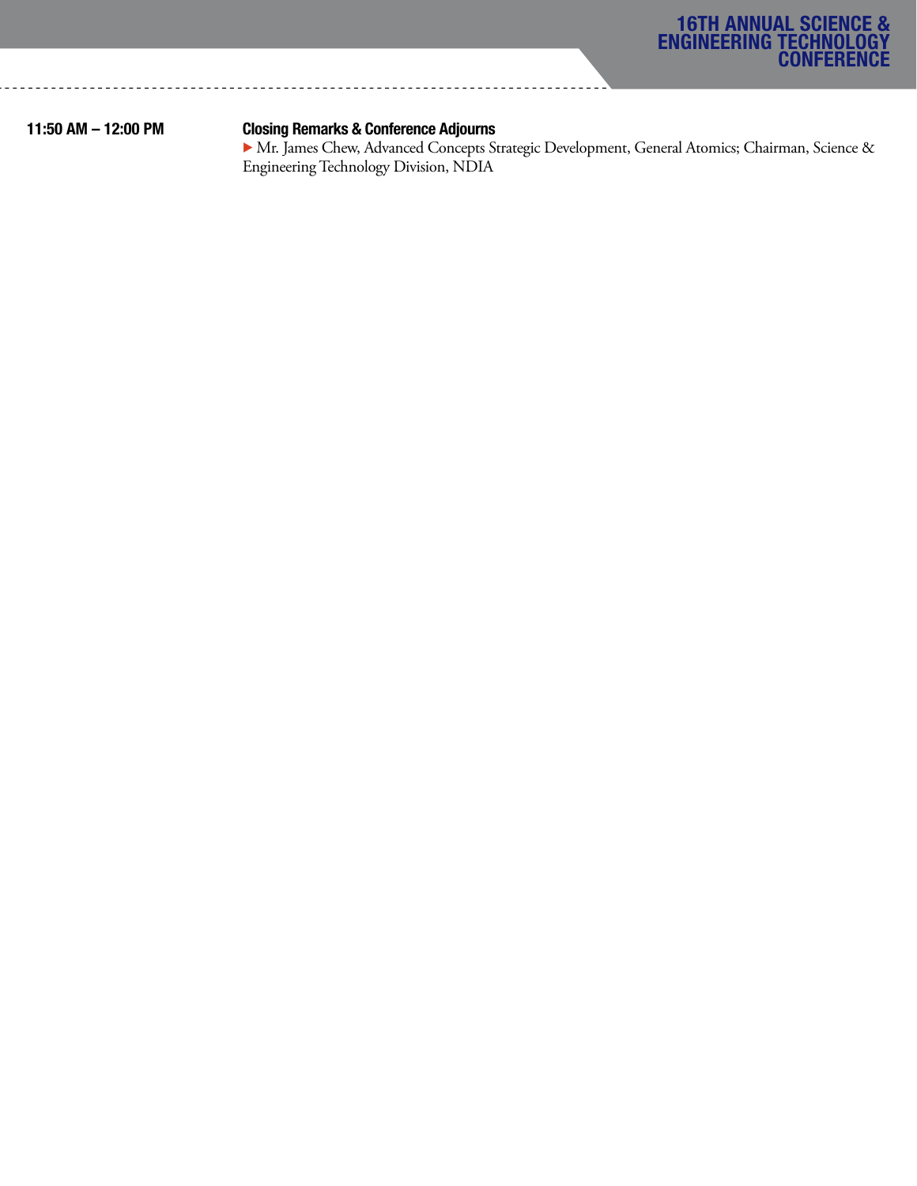**11:50 AM – 12:00 PM**

**Closing Remarks & Conference Adjourns**

▶ Mr. James Chew, Advanced Concepts Strategic Development, General Atomics; Chairman, Science & Engineering Technology Division, NDIA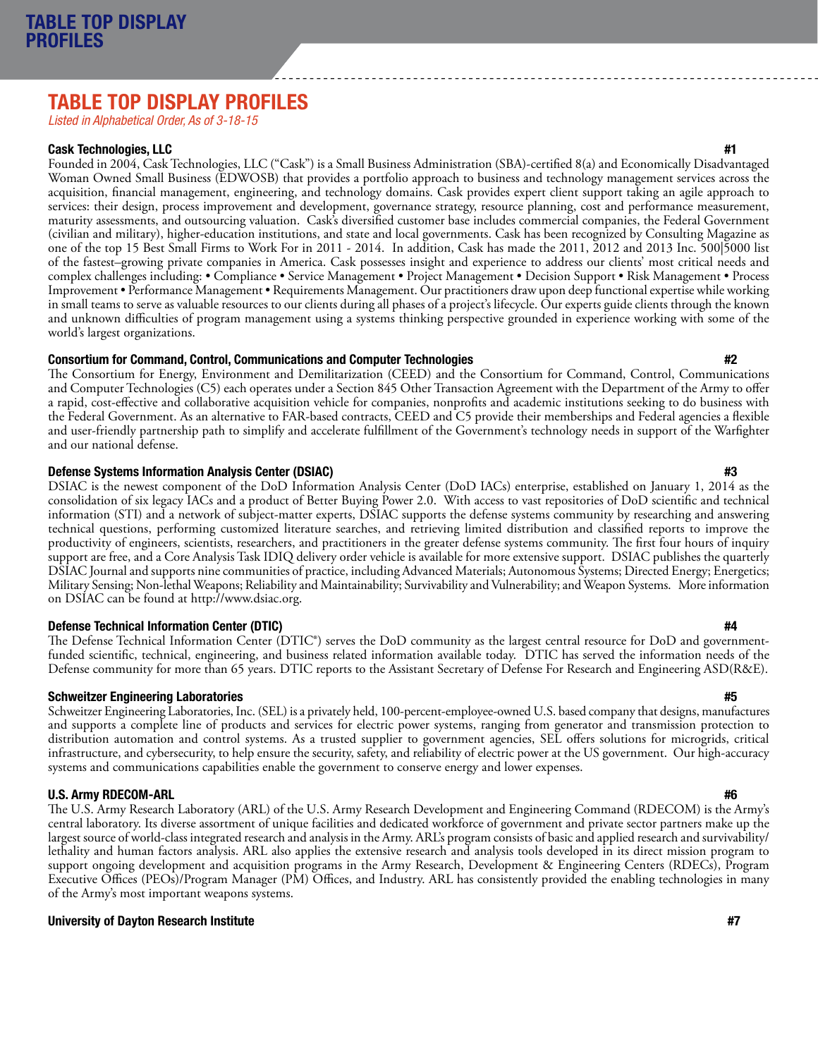# TABLE TOP DISPLAY PROFILES

*Listed in Alphabetical Order, As of 3-18-15*

**Cask Technologies, LLC** **#1**

Founded in 2004, Cask Technologies, LLC ("Cask") is a Small Business Administration (SBA)-certified 8(a) and Economically Disadvantaged Woman Owned Small Business (EDWOSB) that provides a portfolio approach to business and technology management services across the acquisition, financial management, engineering, and technology domains. Cask provides expert client support taking an agile approach to services: their design, process improvement and development, governance strategy, resource planning, cost and performance measurement, maturity assessments, and outsourcing valuation. Cask's diversified customer base includes commercial companies, the Federal Government (civilian and military), higher-education institutions, and state and local governments. Cask has been recognized by Consulting Magazine as one of the top 15 Best Small Firms to Work For in 2011 - 2014. In addition, Cask has made the 2011, 2012 and 2013 Inc. 500|5000 list of the fastest–growing private companies in America. Cask possesses insight and experience to address our clients' most critical needs and complex challenges including: • Compliance • Service Management • Project Management • Decision Support • Risk Management • Process Improvement • Performance Management • Requirements Management. Our practitioners draw upon deep functional expertise while working in small teams to serve as valuable resources to our clients during all phases of a project's lifecycle. Our experts guide clients through the known and unknown difficulties of program management using a systems thinking perspective grounded in experience working with some of the world's largest organizations.

**Consortium for Command, Control, Communications and Computer Technologies** **#2**

The Consortium for Energy, Environment and Demilitarization (CEED) and the Consortium for Command, Control, Communications and Computer Technologies (C5) each operates under a Section 845 Other Transaction Agreement with the Department of the Army to offer a rapid, cost-effective and collaborative acquisition vehicle for companies, nonprofits and academic institutions seeking to do business with the Federal Government. As an alternative to FAR-based contracts, CEED and C5 provide their memberships and Federal agencies a flexible and user-friendly partnership path to simplify and accelerate fulfillment of the Government's technology needs in support of the Warfighter and our national defense.

**Defense Systems Information Analysis Center (DSIAC)** **#3**

DSIAC is the newest component of the DoD Information Analysis Center (DoD IACs) enterprise, established on January 1, 2014 as the consolidation of six legacy IACs and a product of Better Buying Power 2.0. With access to vast repositories of DoD scientific and technical information (STI) and a network of subject-matter experts, DSIAC supports the defense systems community by researching and answering technical questions, performing customized literature searches, and retrieving limited distribution and classified reports to improve the productivity of engineers, scientists, researchers, and practitioners in the greater defense systems community. The first four hours of inquiry support are free, and a Core Analysis Task IDIQ delivery order vehicle is available for more extensive support. DSIAC publishes the quarterly DSIAC Journal and supports nine communities of practice, including Advanced Materials; Autonomous Systems; Directed Energy; Energetics; Military Sensing; Non-lethal Weapons; Reliability and Maintainability; Survivability and Vulnerability; and Weapon Systems. More information on DSIAC can be found at http://www.dsiac.org.

**Defense Technical Information Center (DTIC)** **#4**

The Defense Technical Information Center (DTIC®) serves the DoD community as the largest central resource for DoD and government-funded scientific, technical, engineering, and business related information available today. DTIC has served the information needs of the Defense community for more than 65 years. DTIC reports to the Assistant Secretary of Defense For Research and Engineering ASD(R&E).

**Schweitzer Engineering Laboratories** **#5**

Schweitzer Engineering Laboratories, Inc. (SEL) is a privately held, 100-percent-employee-owned U.S. based company that designs, manufactures and supports a complete line of products and services for electric power systems, ranging from generator and transmission protection to distribution automation and control systems. As a trusted supplier to government agencies, SEL offers solutions for microgrids, critical infrastructure, and cybersecurity, to help ensure the security, safety, and reliability of electric power at the US government. Our high-accuracy systems and communications capabilities enable the government to conserve energy and lower expenses.

**U.S. Army RDECOM-ARL** **#6**

The U.S. Army Research Laboratory (ARL) of the U.S. Army Research Development and Engineering Command (RDECOM) is the Army's central laboratory. Its diverse assortment of unique facilities and dedicated workforce of government and private sector partners make up the largest source of world-class integrated research and analysis in the Army. ARL's program consists of basic and applied research and survivability/lethality and human factors analysis. ARL also applies the extensive research and analysis tools developed in its direct mission program to support ongoing development and acquisition programs in the Army Research, Development & Engineering Centers (RDECs), Program Executive Offices (PEOs)/Program Manager (PM) Offices, and Industry. ARL has consistently provided the enabling technologies in many of the Army's most important weapons systems.

**University of Dayton Research Institute** **#7**